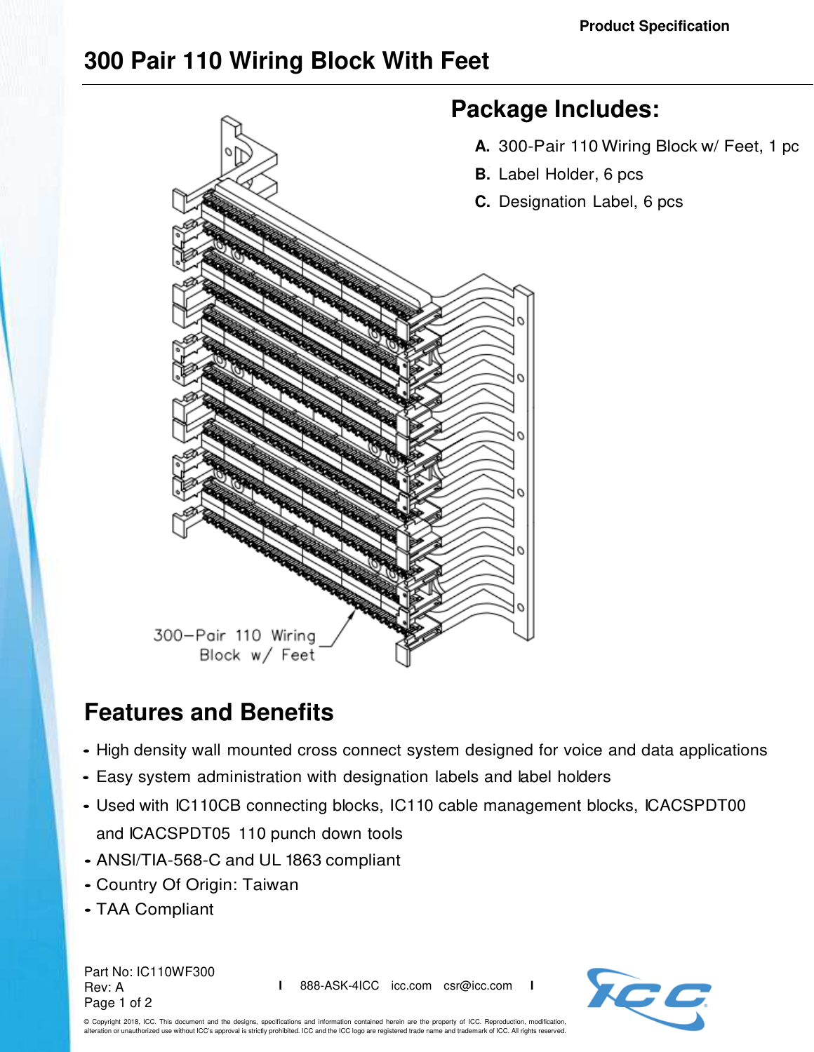Product Specification

# 300 Pair 110 Wiring Block With Feet

## Package Includes:

**A.** 300-Pair 110 Wiring Block w/ Feet, 1 pc

**B.** Label Holder, 6 pcs

**C.** Designation Label, 6 pcs

300–Pair 110 Wiring Block w/ Feet

## Features and Benefits

- High density wall mounted cross connect system designed for voice and data applications
- Easy system administration with designation labels and label holders
- Used with IC110CB connecting blocks, IC110 cable management blocks, ICACSPDT00 and ICACSPDT05 110 punch down tools
- ANSI/TIA-568-C and UL 1863 compliant
- Country Of Origin: Taiwan
- TAA Compliant

Part No: IC110WF300
Rev: A

888-ASK-4ICC icc.com csr@icc.com

© Copyright 2018, ICC. This document and the designs, specifications and information contained herein are the property of ICC. Reproduction, modification, alteration or unauthorized use without ICC's approval is strictly prohibited. ICC and the ICC logo are registered trade name and trademark of ICC. All rights reserved.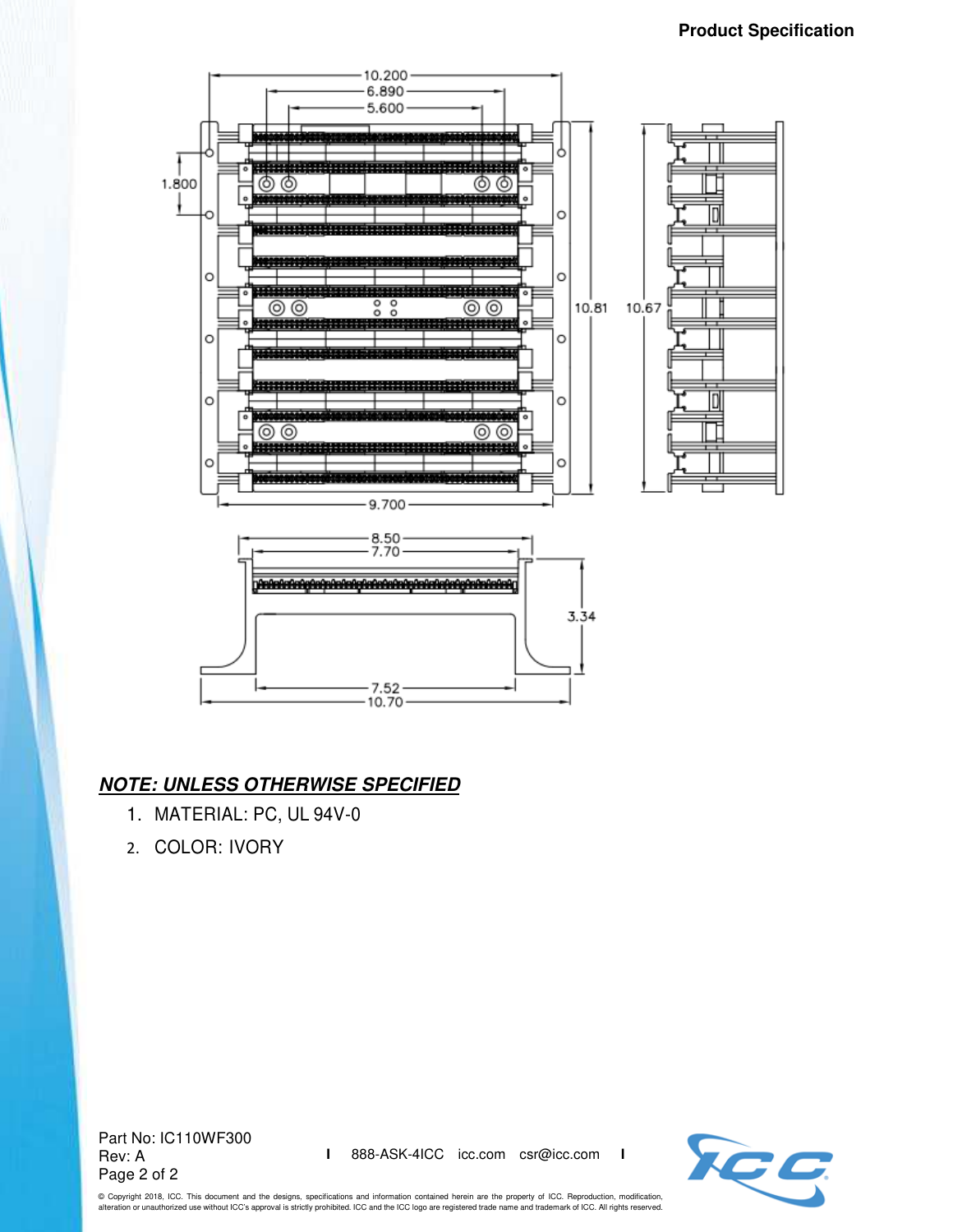10.200
6.890
5.600
1.800
10.81
10.67
9.700
8.50
7.70
3.34
7.52
10.70

***NOTE: UNLESS OTHERWISE SPECIFIED***

1. MATERIAL: PC, UL 94V-0
2. COLOR: IVORY

Part No: IC110WF300
Rev: A

888-ASK-4ICC icc.com csr@icc.com

© Copyright 2018, ICC. This document and the designs, specifications and information contained herein are the property of ICC. Reproduction, modification, alteration or unauthorized use without ICC's approval is strictly prohibited. ICC and the ICC logo are registered trade name and trademark of ICC. All rights reserved.